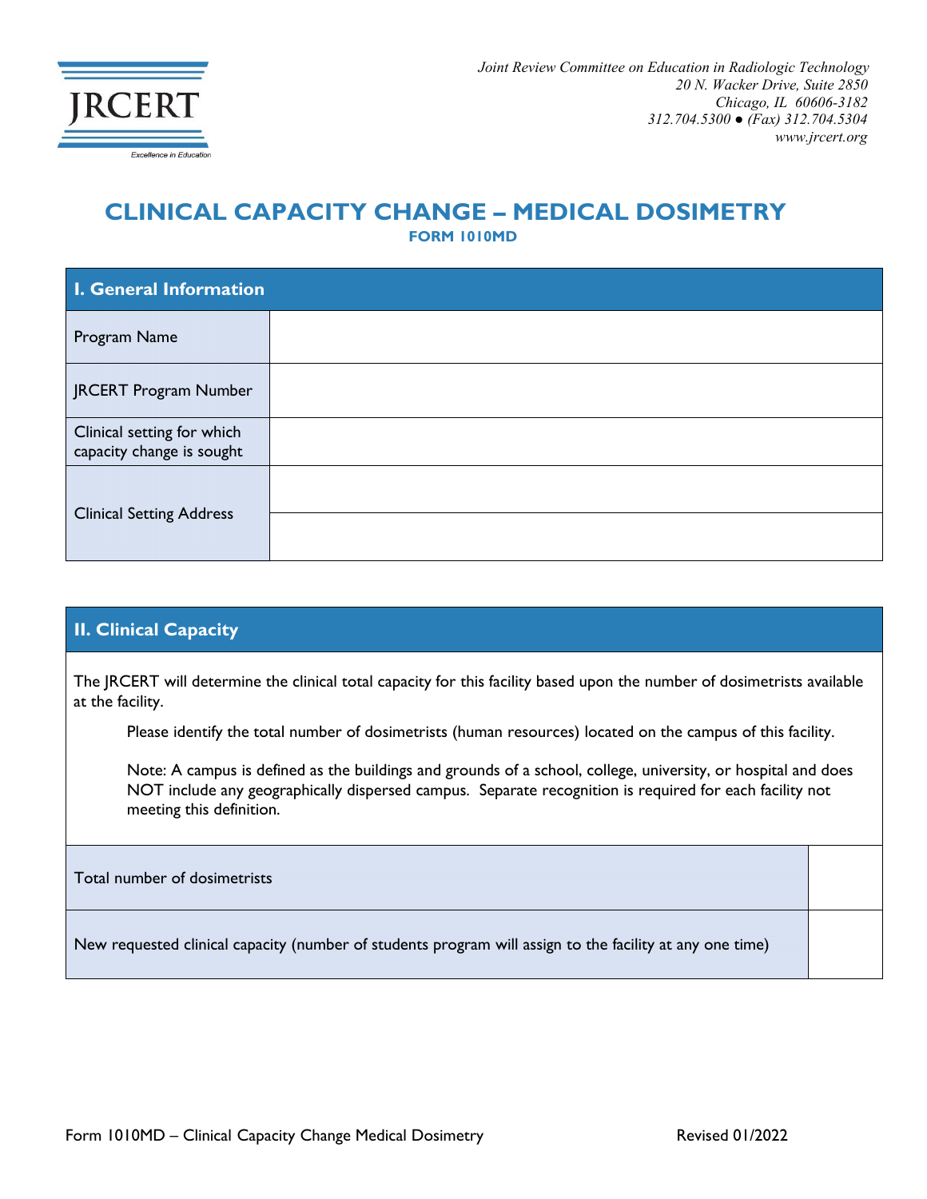JRCERT
Excellence in Education

*Joint Review Committee on Education in Radiologic Technology*
*20 N. Wacker Drive, Suite 2850*
*Chicago, IL 60606-3182*
*312.704.5300 ● (Fax) 312.704.5304*
*www.jrcert.org*

# CLINICAL CAPACITY CHANGE – MEDICAL DOSIMETRY

**FORM 1010MD**

| I. General Information | |
|---|---|
| Program Name | |
| JRCERT Program Number | |
| Clinical setting for which capacity change is sought | |
| Clinical Setting Address | |
| | |

## II. Clinical Capacity

The JRCERT will determine the clinical total capacity for this facility based upon the number of dosimetrists available at the facility.

Please identify the total number of dosimetrists (human resources) located on the campus of this facility.

Note: A campus is defined as the buildings and grounds of a school, college, university, or hospital and does NOT include any geographically dispersed campus. Separate recognition is required for each facility not meeting this definition.

| | |
|---|---|
| Total number of dosimetrists | |
| New requested clinical capacity (number of students program will assign to the facility at any one time) | |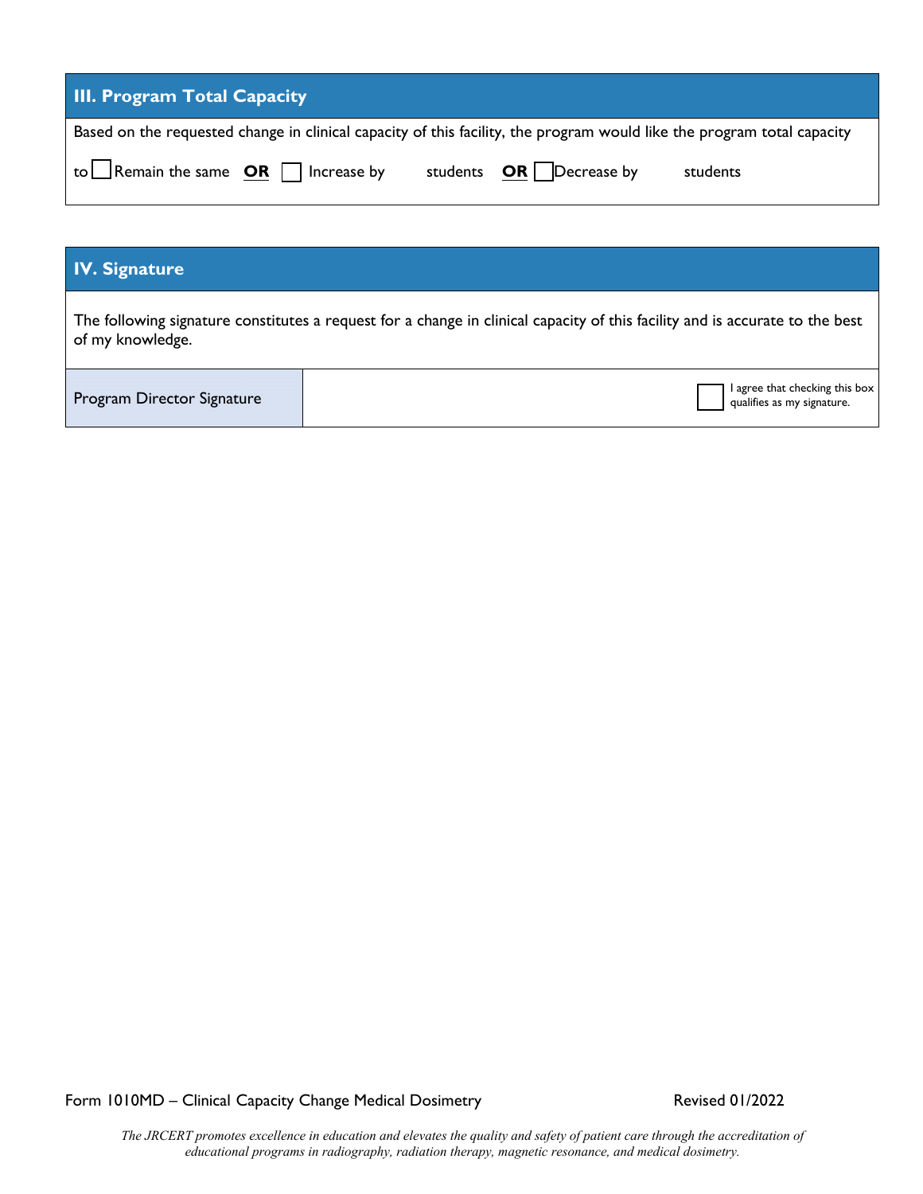## III. Program Total Capacity

Based on the requested change in clinical capacity of this facility, the program would like the program total capacity

to ☐ Remain the same **OR** ☐ Increase by students **OR** ☐ Decrease by students

## IV. Signature

The following signature constitutes a request for a change in clinical capacity of this facility and is accurate to the best of my knowledge.

| | |
|---|---|
| Program Director Signature | ☐ I agree that checking this box qualifies as my signature. |

Form 1010MD – Clinical Capacity Change Medical Dosimetry Revised 01/2022

*The JRCERT promotes excellence in education and elevates the quality and safety of patient care through the accreditation of educational programs in radiography, radiation therapy, magnetic resonance, and medical dosimetry.*